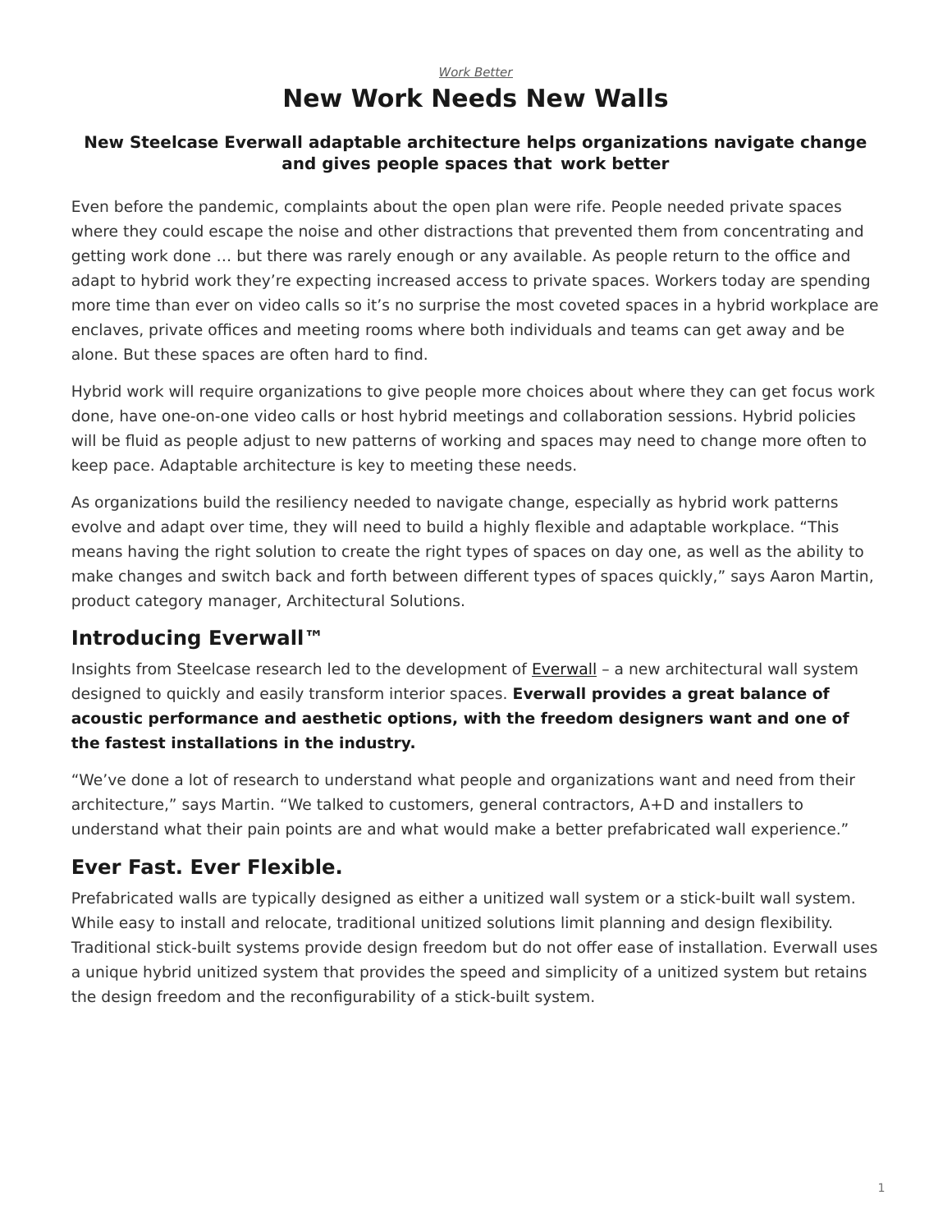*Work Better*

# New Work Needs New Walls

**New Steelcase Everwall adaptable architecture helps organizations navigate change and gives people spaces that work better**

Even before the pandemic, complaints about the open plan were rife. People needed private spaces where they could escape the noise and other distractions that prevented them from concentrating and getting work done … but there was rarely enough or any available. As people return to the office and adapt to hybrid work they're expecting increased access to private spaces. Workers today are spending more time than ever on video calls so it's no surprise the most coveted spaces in a hybrid workplace are enclaves, private offices and meeting rooms where both individuals and teams can get away and be alone. But these spaces are often hard to find.

Hybrid work will require organizations to give people more choices about where they can get focus work done, have one-on-one video calls or host hybrid meetings and collaboration sessions. Hybrid policies will be fluid as people adjust to new patterns of working and spaces may need to change more often to keep pace. Adaptable architecture is key to meeting these needs.

As organizations build the resiliency needed to navigate change, especially as hybrid work patterns evolve and adapt over time, they will need to build a highly flexible and adaptable workplace. "This means having the right solution to create the right types of spaces on day one, as well as the ability to make changes and switch back and forth between different types of spaces quickly," says Aaron Martin, product category manager, Architectural Solutions.

## Introducing Everwall™

Insights from Steelcase research led to the development of Everwall – a new architectural wall system designed to quickly and easily transform interior spaces. **Everwall provides a great balance of acoustic performance and aesthetic options, with the freedom designers want and one of the fastest installations in the industry.**

"We've done a lot of research to understand what people and organizations want and need from their architecture," says Martin. "We talked to customers, general contractors, A+D and installers to understand what their pain points are and what would make a better prefabricated wall experience."

## Ever Fast. Ever Flexible.

Prefabricated walls are typically designed as either a unitized wall system or a stick-built wall system. While easy to install and relocate, traditional unitized solutions limit planning and design flexibility. Traditional stick-built systems provide design freedom but do not offer ease of installation. Everwall uses a unique hybrid unitized system that provides the speed and simplicity of a unitized system but retains the design freedom and the reconfigurability of a stick-built system.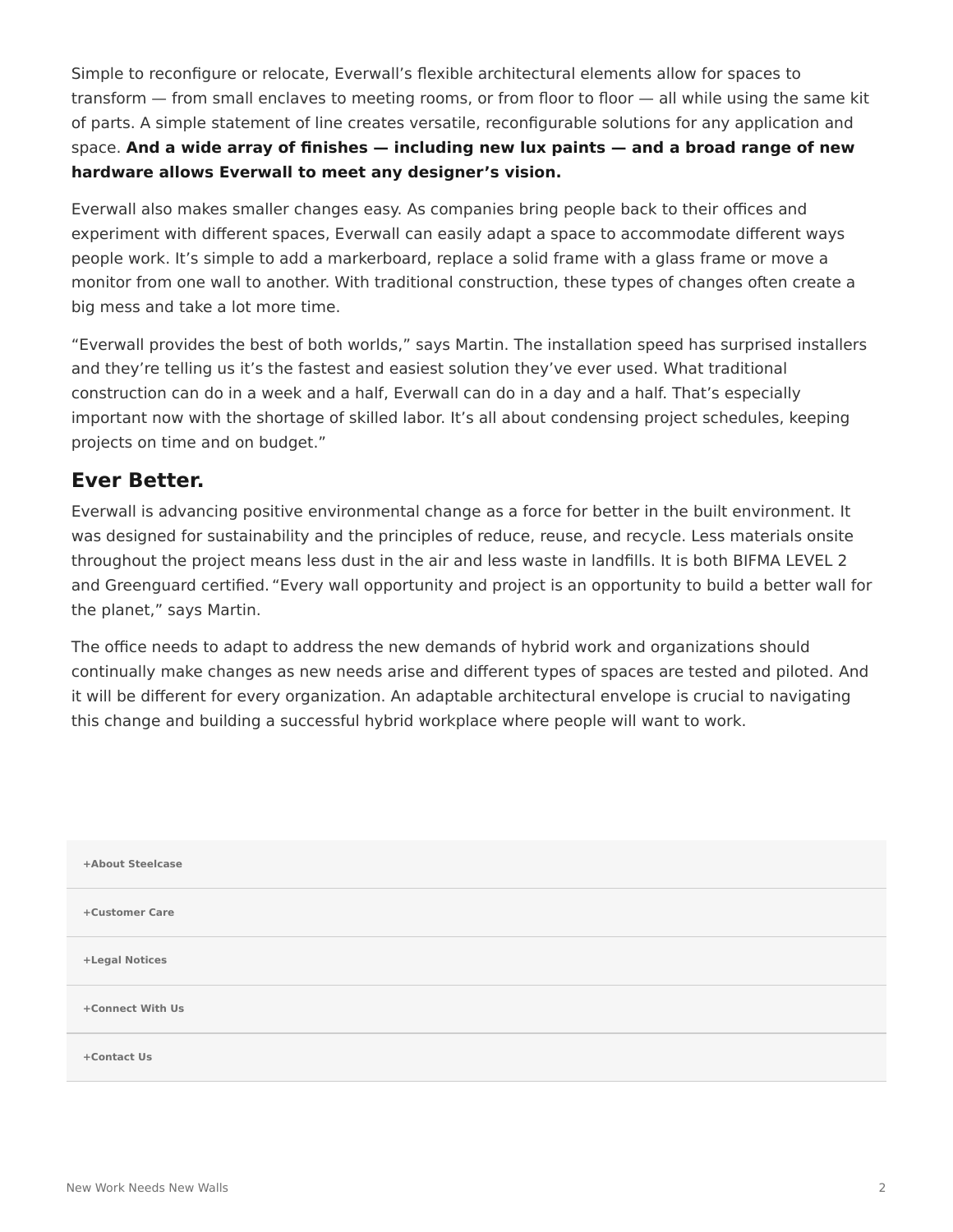Simple to reconfigure or relocate, Everwall's flexible architectural elements allow for spaces to transform — from small enclaves to meeting rooms, or from floor to floor — all while using the same kit of parts. A simple statement of line creates versatile, reconfigurable solutions for any application and space. **And a wide array of finishes — including new lux paints — and a broad range of new hardware allows Everwall to meet any designer's vision.**

Everwall also makes smaller changes easy. As companies bring people back to their offices and experiment with different spaces, Everwall can easily adapt a space to accommodate different ways people work. It's simple to add a markerboard, replace a solid frame with a glass frame or move a monitor from one wall to another. With traditional construction, these types of changes often create a big mess and take a lot more time.

"Everwall provides the best of both worlds," says Martin. The installation speed has surprised installers and they're telling us it's the fastest and easiest solution they've ever used. What traditional construction can do in a week and a half, Everwall can do in a day and a half. That's especially important now with the shortage of skilled labor. It's all about condensing project schedules, keeping projects on time and on budget."

## Ever Better.

Everwall is advancing positive environmental change as a force for better in the built environment. It was designed for sustainability and the principles of reduce, reuse, and recycle. Less materials onsite throughout the project means less dust in the air and less waste in landfills. It is both BIFMA LEVEL 2 and Greenguard certified. "Every wall opportunity and project is an opportunity to build a better wall for the planet," says Martin.

The office needs to adapt to address the new demands of hybrid work and organizations should continually make changes as new needs arise and different types of spaces are tested and piloted. And it will be different for every organization. An adaptable architectural envelope is crucial to navigating this change and building a successful hybrid workplace where people will want to work.

+About Steelcase

+Customer Care

+Legal Notices

+Connect With Us

+Contact Us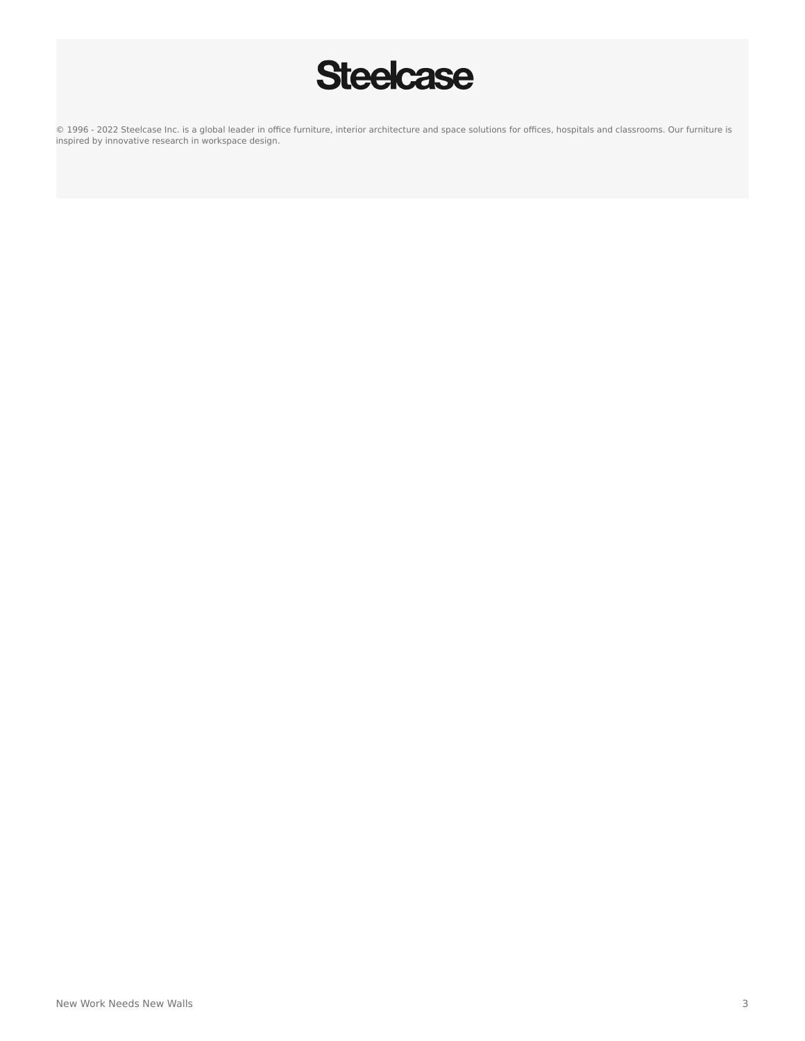Steelcase

© 1996 - 2022 Steelcase Inc. is a global leader in office furniture, interior architecture and space solutions for offices, hospitals and classrooms. Our furniture is inspired by innovative research in workspace design.